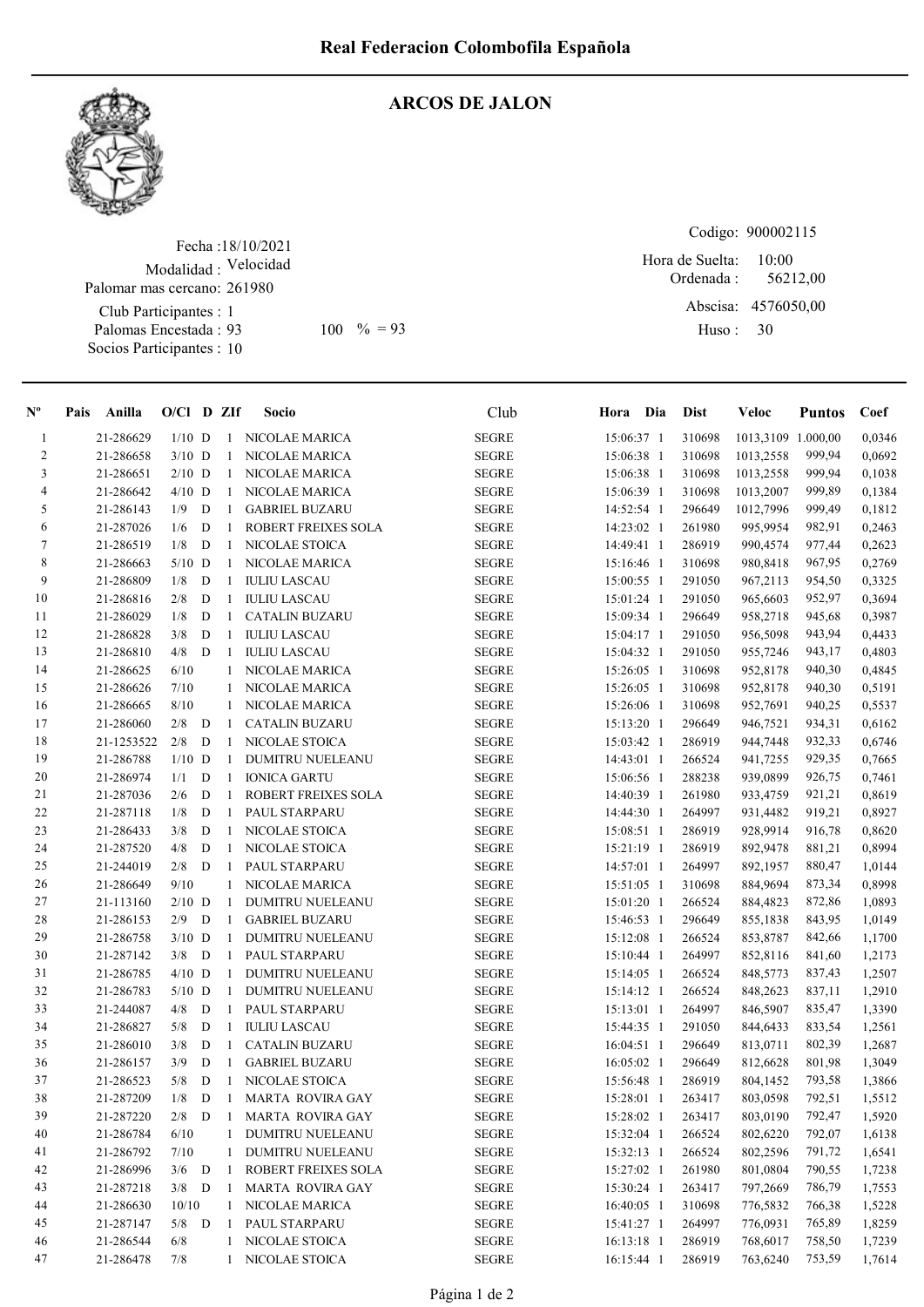# Real Federacion Colombofila Española

## ARCOS DE JALON

Fecha : 18/10/2021
Modalidad : Velocidad
Palomar mas cercano: 261980
Club Participantes : 1
Palomas Encestada : 93 100 % = 93
Socios Participantes : 10

Codigo: 900002115
Hora de Suelta: 10:00
Ordenada : 56212,00
Abscisa: 4576050,00
Huso : 30

| Nº | Pais | Anilla | O/Cl | D | ZIf | Socio | Club | Hora | Dia | Dist | Veloc | Puntos | Coef |
|---|---|---|---|---|---|---|---|---|---|---|---|---|---|
| 1 | | 21-286629 | 1/10 | D | 1 | NICOLAE MARICA | SEGRE | 15:06:37 | 1 | 310698 | 1013,3109 | 1.000,00 | 0,0346 |
| 2 | | 21-286658 | 3/10 | D | 1 | NICOLAE MARICA | SEGRE | 15:06:38 | 1 | 310698 | 1013,2558 | 999,94 | 0,0692 |
| 3 | | 21-286651 | 2/10 | D | 1 | NICOLAE MARICA | SEGRE | 15:06:38 | 1 | 310698 | 1013,2558 | 999,94 | 0,1038 |
| 4 | | 21-286642 | 4/10 | D | 1 | NICOLAE MARICA | SEGRE | 15:06:39 | 1 | 310698 | 1013,2007 | 999,89 | 0,1384 |
| 5 | | 21-286143 | 1/9 | D | 1 | GABRIEL BUZARU | SEGRE | 14:52:54 | 1 | 296649 | 1012,7996 | 999,49 | 0,1812 |
| 6 | | 21-287026 | 1/6 | D | 1 | ROBERT FREIXES SOLA | SEGRE | 14:23:02 | 1 | 261980 | 995,9954 | 982,91 | 0,2463 |
| 7 | | 21-286519 | 1/8 | D | 1 | NICOLAE STOICA | SEGRE | 14:49:41 | 1 | 286919 | 990,4574 | 977,44 | 0,2623 |
| 8 | | 21-286663 | 5/10 | D | 1 | NICOLAE MARICA | SEGRE | 15:16:46 | 1 | 310698 | 980,8418 | 967,95 | 0,2769 |
| 9 | | 21-286809 | 1/8 | D | 1 | IULIU LASCAU | SEGRE | 15:00:55 | 1 | 291050 | 967,2113 | 954,50 | 0,3325 |
| 10 | | 21-286816 | 2/8 | D | 1 | IULIU LASCAU | SEGRE | 15:01:24 | 1 | 291050 | 965,6603 | 952,97 | 0,3694 |
| 11 | | 21-286029 | 1/8 | D | 1 | CATALIN BUZARU | SEGRE | 15:09:34 | 1 | 296649 | 958,2718 | 945,68 | 0,3987 |
| 12 | | 21-286828 | 3/8 | D | 1 | IULIU LASCAU | SEGRE | 15:04:17 | 1 | 291050 | 956,5098 | 943,94 | 0,4433 |
| 13 | | 21-286810 | 4/8 | D | 1 | IULIU LASCAU | SEGRE | 15:04:32 | 1 | 291050 | 955,7246 | 943,17 | 0,4803 |
| 14 | | 21-286625 | 6/10 | | 1 | NICOLAE MARICA | SEGRE | 15:26:05 | 1 | 310698 | 952,8178 | 940,30 | 0,4845 |
| 15 | | 21-286626 | 7/10 | | 1 | NICOLAE MARICA | SEGRE | 15:26:05 | 1 | 310698 | 952,8178 | 940,30 | 0,5191 |
| 16 | | 21-286665 | 8/10 | | 1 | NICOLAE MARICA | SEGRE | 15:26:06 | 1 | 310698 | 952,7691 | 940,25 | 0,5537 |
| 17 | | 21-286060 | 2/8 | D | 1 | CATALIN BUZARU | SEGRE | 15:13:20 | 1 | 296649 | 946,7521 | 934,31 | 0,6162 |
| 18 | | 21-1253522 | 2/8 | D | 1 | NICOLAE STOICA | SEGRE | 15:03:42 | 1 | 286919 | 944,7448 | 932,33 | 0,6746 |
| 19 | | 21-286788 | 1/10 | D | 1 | DUMITRU NUELEANU | SEGRE | 14:43:01 | 1 | 266524 | 941,7255 | 929,35 | 0,7665 |
| 20 | | 21-286974 | 1/1 | D | 1 | IONICA GARTU | SEGRE | 15:06:56 | 1 | 288238 | 939,0899 | 926,75 | 0,7461 |
| 21 | | 21-287036 | 2/6 | D | 1 | ROBERT FREIXES SOLA | SEGRE | 14:40:39 | 1 | 261980 | 933,4759 | 921,21 | 0,8619 |
| 22 | | 21-287118 | 1/8 | D | 1 | PAUL STARPARU | SEGRE | 14:44:30 | 1 | 264997 | 931,4482 | 919,21 | 0,8927 |
| 23 | | 21-286433 | 3/8 | D | 1 | NICOLAE STOICA | SEGRE | 15:08:51 | 1 | 286919 | 928,9914 | 916,78 | 0,8620 |
| 24 | | 21-287520 | 4/8 | D | 1 | NICOLAE STOICA | SEGRE | 15:21:19 | 1 | 286919 | 892,9478 | 881,21 | 0,8994 |
| 25 | | 21-244019 | 2/8 | D | 1 | PAUL STARPARU | SEGRE | 14:57:01 | 1 | 264997 | 892,1957 | 880,47 | 1,0144 |
| 26 | | 21-286649 | 9/10 | | 1 | NICOLAE MARICA | SEGRE | 15:51:05 | 1 | 310698 | 884,9694 | 873,34 | 0,8998 |
| 27 | | 21-113160 | 2/10 | D | 1 | DUMITRU NUELEANU | SEGRE | 15:01:20 | 1 | 266524 | 884,4823 | 872,86 | 1,0893 |
| 28 | | 21-286153 | 2/9 | D | 1 | GABRIEL BUZARU | SEGRE | 15:46:53 | 1 | 296649 | 855,1838 | 843,95 | 1,0149 |
| 29 | | 21-286758 | 3/10 | D | 1 | DUMITRU NUELEANU | SEGRE | 15:12:08 | 1 | 266524 | 853,8787 | 842,66 | 1,1700 |
| 30 | | 21-287142 | 3/8 | D | 1 | PAUL STARPARU | SEGRE | 15:10:44 | 1 | 264997 | 852,8116 | 841,60 | 1,2173 |
| 31 | | 21-286785 | 4/10 | D | 1 | DUMITRU NUELEANU | SEGRE | 15:14:05 | 1 | 266524 | 848,5773 | 837,43 | 1,2507 |
| 32 | | 21-286783 | 5/10 | D | 1 | DUMITRU NUELEANU | SEGRE | 15:14:12 | 1 | 266524 | 848,2623 | 837,11 | 1,2910 |
| 33 | | 21-244087 | 4/8 | D | 1 | PAUL STARPARU | SEGRE | 15:13:01 | 1 | 264997 | 846,5907 | 835,47 | 1,3390 |
| 34 | | 21-286827 | 5/8 | D | 1 | IULIU LASCAU | SEGRE | 15:44:35 | 1 | 291050 | 844,6433 | 833,54 | 1,2561 |
| 35 | | 21-286010 | 3/8 | D | 1 | CATALIN BUZARU | SEGRE | 16:04:51 | 1 | 296649 | 813,0711 | 802,39 | 1,2687 |
| 36 | | 21-286157 | 3/9 | D | 1 | GABRIEL BUZARU | SEGRE | 16:05:02 | 1 | 296649 | 812,6628 | 801,98 | 1,3049 |
| 37 | | 21-286523 | 5/8 | D | 1 | NICOLAE STOICA | SEGRE | 15:56:48 | 1 | 286919 | 804,1452 | 793,58 | 1,3866 |
| 38 | | 21-287209 | 1/8 | D | 1 | MARTA ROVIRA GAY | SEGRE | 15:28:01 | 1 | 263417 | 803,0598 | 792,51 | 1,5512 |
| 39 | | 21-287220 | 2/8 | D | 1 | MARTA ROVIRA GAY | SEGRE | 15:28:02 | 1 | 263417 | 803,0190 | 792,47 | 1,5920 |
| 40 | | 21-286784 | 6/10 | | 1 | DUMITRU NUELEANU | SEGRE | 15:32:04 | 1 | 266524 | 802,6220 | 792,07 | 1,6138 |
| 41 | | 21-286792 | 7/10 | | 1 | DUMITRU NUELEANU | SEGRE | 15:32:13 | 1 | 266524 | 802,2596 | 791,72 | 1,6541 |
| 42 | | 21-286996 | 3/6 | D | 1 | ROBERT FREIXES SOLA | SEGRE | 15:27:02 | 1 | 261980 | 801,0804 | 790,55 | 1,7238 |
| 43 | | 21-287218 | 3/8 | D | 1 | MARTA ROVIRA GAY | SEGRE | 15:30:24 | 1 | 263417 | 797,2669 | 786,79 | 1,7553 |
| 44 | | 21-286630 | 10/10 | | 1 | NICOLAE MARICA | SEGRE | 16:40:05 | 1 | 310698 | 776,5832 | 766,38 | 1,5228 |
| 45 | | 21-287147 | 5/8 | D | 1 | PAUL STARPARU | SEGRE | 15:41:27 | 1 | 264997 | 776,0931 | 765,89 | 1,8259 |
| 46 | | 21-286544 | 6/8 | | 1 | NICOLAE STOICA | SEGRE | 16:13:18 | 1 | 286919 | 768,6017 | 758,50 | 1,7239 |
| 47 | | 21-286478 | 7/8 | | 1 | NICOLAE STOICA | SEGRE | 16:15:44 | 1 | 286919 | 763,6240 | 753,59 | 1,7614 |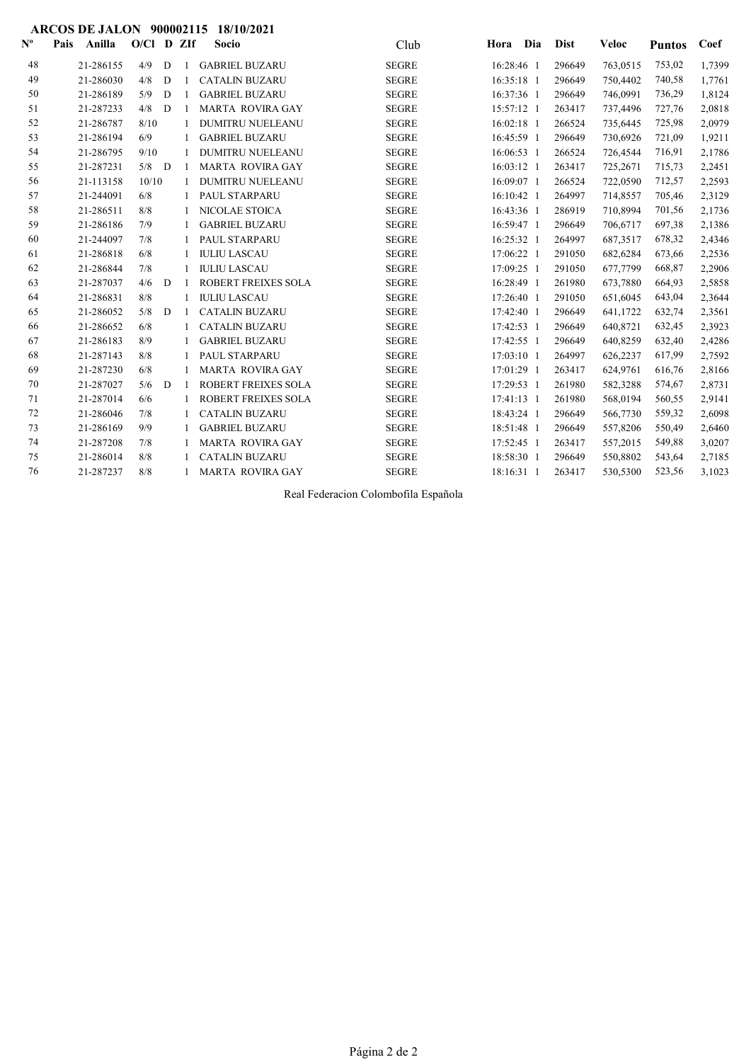**ARCOS DE JALON 900002115 18/10/2021**

| Nº | Pais | Anilla | O/Cl | D | ZIf | Socio | Club | Hora | Dia | Dist | Veloc | Puntos | Coef |
|---|---|---|---|---|---|---|---|---|---|---|---|---|---|
| 48 | | 21-286155 | 4/9 | D | 1 | GABRIEL BUZARU | SEGRE | 16:28:46 | 1 | 296649 | 763,0515 | 753,02 | 1,7399 |
| 49 | | 21-286030 | 4/8 | D | 1 | CATALIN BUZARU | SEGRE | 16:35:18 | 1 | 296649 | 750,4402 | 740,58 | 1,7761 |
| 50 | | 21-286189 | 5/9 | D | 1 | GABRIEL BUZARU | SEGRE | 16:37:36 | 1 | 296649 | 746,0991 | 736,29 | 1,8124 |
| 51 | | 21-287233 | 4/8 | D | 1 | MARTA ROVIRA GAY | SEGRE | 15:57:12 | 1 | 263417 | 737,4496 | 727,76 | 2,0818 |
| 52 | | 21-286787 | 8/10 | | 1 | DUMITRU NUELEANU | SEGRE | 16:02:18 | 1 | 266524 | 735,6445 | 725,98 | 2,0979 |
| 53 | | 21-286194 | 6/9 | | 1 | GABRIEL BUZARU | SEGRE | 16:45:59 | 1 | 296649 | 730,6926 | 721,09 | 1,9211 |
| 54 | | 21-286795 | 9/10 | | 1 | DUMITRU NUELEANU | SEGRE | 16:06:53 | 1 | 266524 | 726,4544 | 716,91 | 2,1786 |
| 55 | | 21-287231 | 5/8 | D | 1 | MARTA ROVIRA GAY | SEGRE | 16:03:12 | 1 | 263417 | 725,2671 | 715,73 | 2,2451 |
| 56 | | 21-113158 | 10/10 | | 1 | DUMITRU NUELEANU | SEGRE | 16:09:07 | 1 | 266524 | 722,0590 | 712,57 | 2,2593 |
| 57 | | 21-244091 | 6/8 | | 1 | PAUL STARPARU | SEGRE | 16:10:42 | 1 | 264997 | 714,8557 | 705,46 | 2,3129 |
| 58 | | 21-286511 | 8/8 | | 1 | NICOLAE STOICA | SEGRE | 16:43:36 | 1 | 286919 | 710,8994 | 701,56 | 2,1736 |
| 59 | | 21-286186 | 7/9 | | 1 | GABRIEL BUZARU | SEGRE | 16:59:47 | 1 | 296649 | 706,6717 | 697,38 | 2,1386 |
| 60 | | 21-244097 | 7/8 | | 1 | PAUL STARPARU | SEGRE | 16:25:32 | 1 | 264997 | 687,3517 | 678,32 | 2,4346 |
| 61 | | 21-286818 | 6/8 | | 1 | IULIU LASCAU | SEGRE | 17:06:22 | 1 | 291050 | 682,6284 | 673,66 | 2,2536 |
| 62 | | 21-286844 | 7/8 | | 1 | IULIU LASCAU | SEGRE | 17:09:25 | 1 | 291050 | 677,7799 | 668,87 | 2,2906 |
| 63 | | 21-287037 | 4/6 | D | 1 | ROBERT FREIXES SOLA | SEGRE | 16:28:49 | 1 | 261980 | 673,7880 | 664,93 | 2,5858 |
| 64 | | 21-286831 | 8/8 | | 1 | IULIU LASCAU | SEGRE | 17:26:40 | 1 | 291050 | 651,6045 | 643,04 | 2,3644 |
| 65 | | 21-286052 | 5/8 | D | 1 | CATALIN BUZARU | SEGRE | 17:42:40 | 1 | 296649 | 641,1722 | 632,74 | 2,3561 |
| 66 | | 21-286652 | 6/8 | | 1 | CATALIN BUZARU | SEGRE | 17:42:53 | 1 | 296649 | 640,8721 | 632,45 | 2,3923 |
| 67 | | 21-286183 | 8/9 | | 1 | GABRIEL BUZARU | SEGRE | 17:42:55 | 1 | 296649 | 640,8259 | 632,40 | 2,4286 |
| 68 | | 21-287143 | 8/8 | | 1 | PAUL STARPARU | SEGRE | 17:03:10 | 1 | 264997 | 626,2237 | 617,99 | 2,7592 |
| 69 | | 21-287230 | 6/8 | | 1 | MARTA ROVIRA GAY | SEGRE | 17:01:29 | 1 | 263417 | 624,9761 | 616,76 | 2,8166 |
| 70 | | 21-287027 | 5/6 | D | 1 | ROBERT FREIXES SOLA | SEGRE | 17:29:53 | 1 | 261980 | 582,3288 | 574,67 | 2,8731 |
| 71 | | 21-287014 | 6/6 | | 1 | ROBERT FREIXES SOLA | SEGRE | 17:41:13 | 1 | 261980 | 568,0194 | 560,55 | 2,9141 |
| 72 | | 21-286046 | 7/8 | | 1 | CATALIN BUZARU | SEGRE | 18:43:24 | 1 | 296649 | 566,7730 | 559,32 | 2,6098 |
| 73 | | 21-286169 | 9/9 | | 1 | GABRIEL BUZARU | SEGRE | 18:51:48 | 1 | 296649 | 557,8206 | 550,49 | 2,6460 |
| 74 | | 21-287208 | 7/8 | | 1 | MARTA ROVIRA GAY | SEGRE | 17:52:45 | 1 | 263417 | 557,2015 | 549,88 | 3,0207 |
| 75 | | 21-286014 | 8/8 | | 1 | CATALIN BUZARU | SEGRE | 18:58:30 | 1 | 296649 | 550,8802 | 543,64 | 2,7185 |
| 76 | | 21-287237 | 8/8 | | 1 | MARTA ROVIRA GAY | SEGRE | 18:16:31 | 1 | 263417 | 530,5300 | 523,56 | 3,1023 |

Real Federacion Colombofila Española